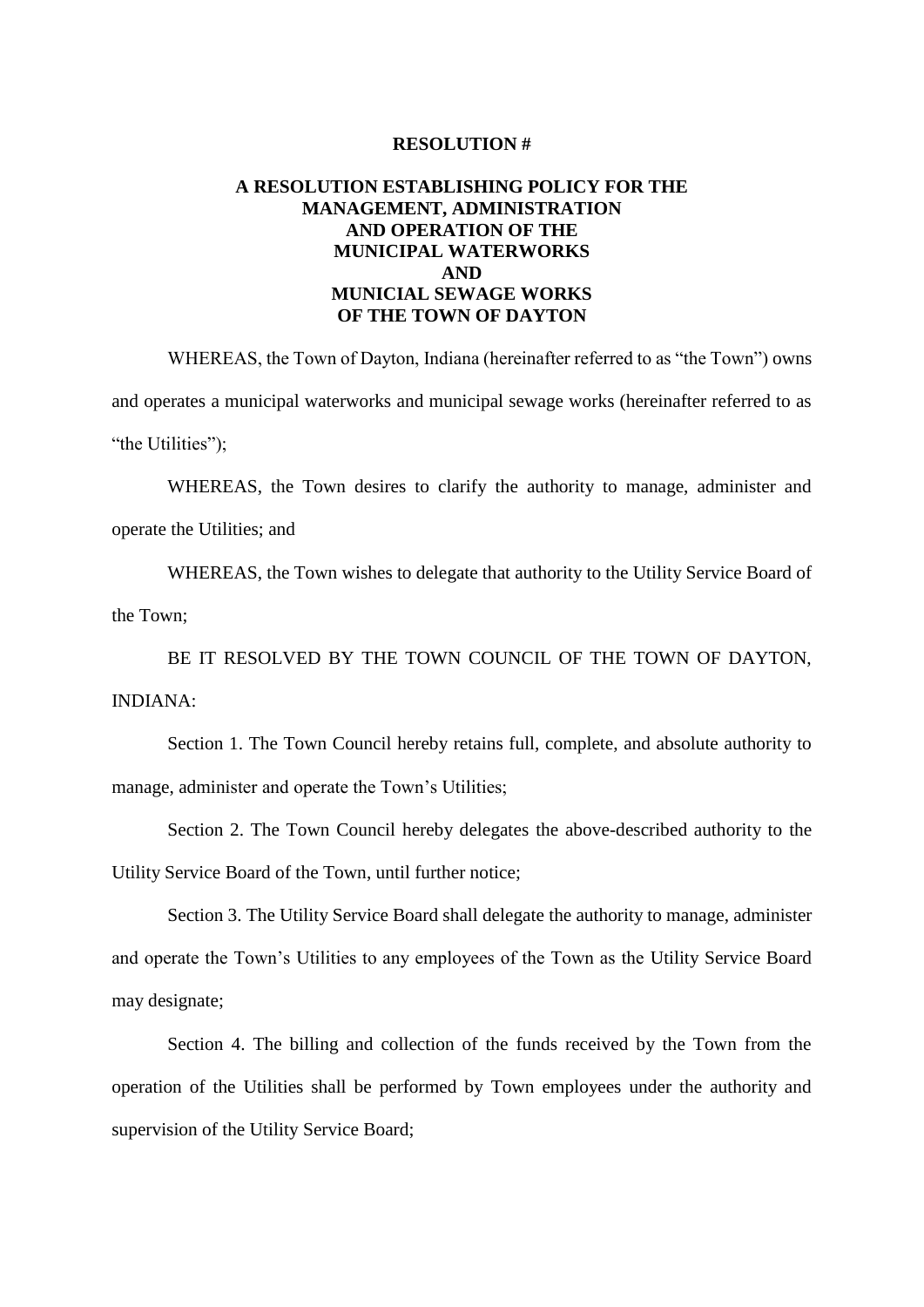**RESOLUTION #**

# A RESOLUTION ESTABLISHING POLICY FOR THE MANAGEMENT, ADMINISTRATION AND OPERATION OF THE MUNICIPAL WATERWORKS AND MUNICIAL SEWAGE WORKS OF THE TOWN OF DAYTON

WHEREAS, the Town of Dayton, Indiana (hereinafter referred to as "the Town") owns and operates a municipal waterworks and municipal sewage works (hereinafter referred to as "the Utilities");

WHEREAS, the Town desires to clarify the authority to manage, administer and operate the Utilities; and

WHEREAS, the Town wishes to delegate that authority to the Utility Service Board of the Town;

BE IT RESOLVED BY THE TOWN COUNCIL OF THE TOWN OF DAYTON, INDIANA:

Section 1. The Town Council hereby retains full, complete, and absolute authority to manage, administer and operate the Town's Utilities;

Section 2. The Town Council hereby delegates the above-described authority to the Utility Service Board of the Town, until further notice;

Section 3. The Utility Service Board shall delegate the authority to manage, administer and operate the Town's Utilities to any employees of the Town as the Utility Service Board may designate;

Section 4. The billing and collection of the funds received by the Town from the operation of the Utilities shall be performed by Town employees under the authority and supervision of the Utility Service Board;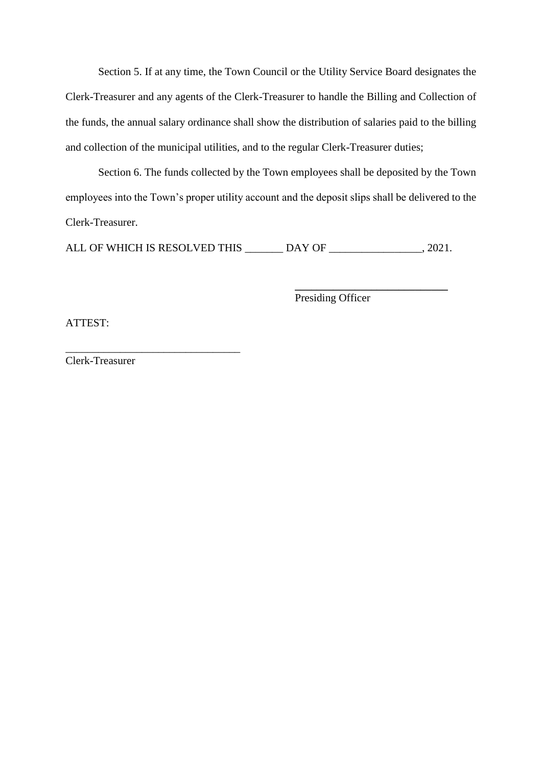Section 5. If at any time, the Town Council or the Utility Service Board designates the Clerk-Treasurer and any agents of the Clerk-Treasurer to handle the Billing and Collection of the funds, the annual salary ordinance shall show the distribution of salaries paid to the billing and collection of the municipal utilities, and to the regular Clerk-Treasurer duties;

Section 6. The funds collected by the Town employees shall be deposited by the Town employees into the Town's proper utility account and the deposit slips shall be delivered to the Clerk-Treasurer.

ALL OF WHICH IS RESOLVED THIS _______ DAY OF _________________, 2021.

____________________________
Presiding Officer

ATTEST:

________________________________
Clerk-Treasurer